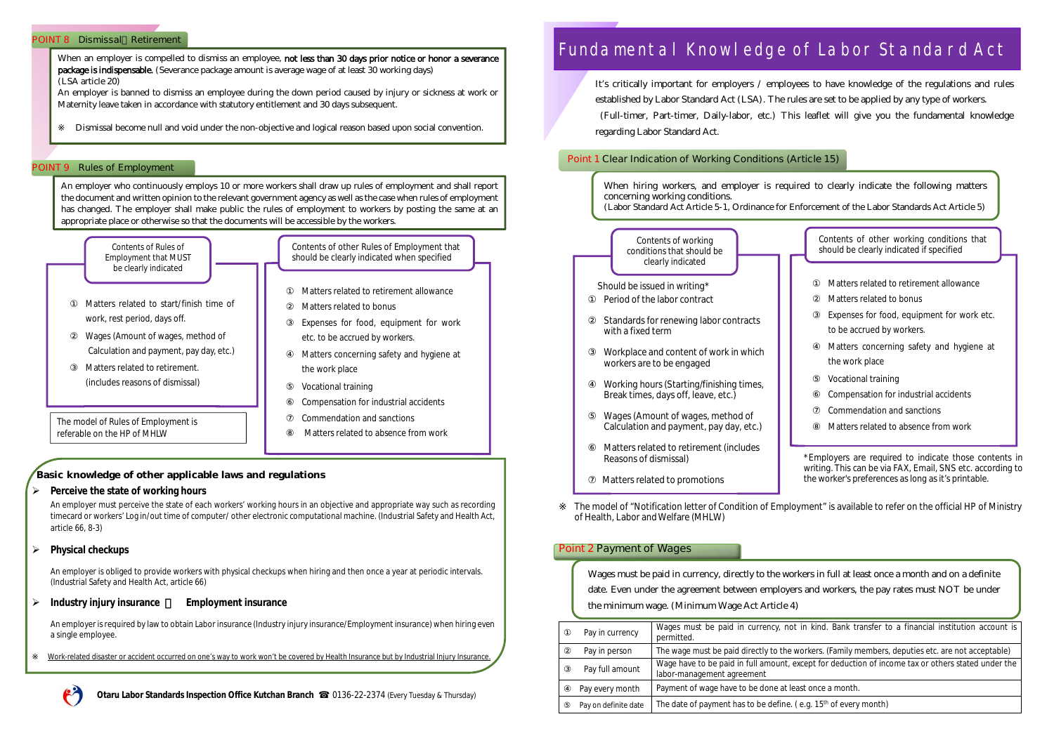# Fundamental Knowledge of Labor Standard Act

It's critically important for employers / employees to have knowledge of the regulations and rules established by Labor Standard Act (LSA). The rules are set to be applied by any type of workers. (Full-timer, Part-timer, Daily-labor, etc.) This leaflet will give you the fundamental knowledge regarding Labor Standard Act.

## Point 1 Clear Indication of Working Conditions (Article 15)

When hiring workers, and employer is required to clearly indicate the following matters concerning working conditions.
(Labor Standard Act Article 5-1, Ordinance for Enforcement of the Labor Standards Act Article 5)

**Contents of working conditions that should be clearly indicated**

Should be issued in writing*

① Period of the labor contract
② Standards for renewing labor contracts with a fixed term
③ Workplace and content of work in which workers are to be engaged
④ Working hours (Starting/finishing times, Break times, days off, leave, etc.)
⑤ Wages (Amount of wages, method of Calculation and payment, pay day, etc.)
⑥ Matters related to retirement (includes Reasons of dismissal)
⑦ Matters related to promotions

**Contents of other working conditions that should be clearly indicated if specified**

① Matters related to retirement allowance
② Matters related to bonus
③ Expenses for food, equipment for work etc. to be accrued by workers.
④ Matters concerning safety and hygiene at the work place
⑤ Vocational training
⑥ Compensation for industrial accidents
⑦ Commendation and sanctions
⑧ Matters related to absence from work

*Employers are required to indicate those contents in writing. This can be via FAX, Email, SNS etc. according to the worker's preferences as long as it's printable.

※ The model of "Notification letter of Condition of Employment" is available to refer on the official HP of Ministry of Health, Labor and Welfare (MHLW)

## Point 2 Payment of Wages

Wages must be paid in currency, directly to the workers in full at least once a month and on a definite date. Even under the agreement between employers and workers, the pay rates must NOT be under the minimum wage. (Minimum Wage Act Article 4)

| | | |
|---|---|---|
| ① | Pay in currency | Wages must be paid in currency, not in kind. Bank transfer to a financial institution account is permitted. |
| ② | Pay in person | The wage must be paid directly to the workers. (Family members, deputies etc. are not acceptable) |
| ③ | Pay full amount | Wage have to be paid in full amount, except for deduction of income tax or others stated under the labor-management agreement |
| ④ | Pay every month | Payment of wage have to be done at least once a month. |
| ⑤ | Pay on definite date | The date of payment has to be define. ( e.g. 15th of every month) |

## POINT 8 Dismissal・Retirement

When an employer is compelled to dismiss an employee, **not less than 30 days prior notice or honor a severance package is indispensable.** (Severance package amount is average wage of at least 30 working days)
(LSA article 20)
An employer is banned to dismiss an employee during the down period caused by injury or sickness at work or Maternity leave taken in accordance with statutory entitlement and 30 days subsequent.

※ Dismissal become null and void under the non-objective and logical reason based upon social convention.

## POINT 9 Rules of Employment

An employer who continuously employs 10 or more workers shall draw up rules of employment and shall report the document and written opinion to the relevant government agency as well as the case when rules of employment has changed. The employer shall make public the rules of employment to workers by posting the same at an appropriate place or otherwise so that the documents will be accessible by the workers.

**Contents of Rules of Employment that MUST be clearly indicated**

① Matters related to start/finish time of work, rest period, days off.
② Wages (Amount of wages, method of Calculation and payment, pay day, etc.)
③ Matters related to retirement. (includes reasons of dismissal)

The model of Rules of Employment is referable on the HP of MHLW

**Contents of other Rules of Employment that should be clearly indicated when specified**

① Matters related to retirement allowance
② Matters related to bonus
③ Expenses for food, equipment for work etc. to be accrued by workers.
④ Matters concerning safety and hygiene at the work place
⑤ Vocational training
⑥ Compensation for industrial accidents
⑦ Commendation and sanctions
⑧ Matters related to absence from work

## Basic knowledge of other applicable laws and regulations

- **Perceive the state of working hours**

An employer must perceive the state of each workers' working hours in an objective and appropriate way such as recording timecard or workers' Log in/out time of computer/ other electronic computational machine. (Industrial Safety and Health Act, article 66, 8-3)

- **Physical checkups**

An employer is obliged to provide workers with physical checkups when hiring and then once a year at periodic intervals. (Industrial Safety and Health Act, article 66)

- **Industry injury insurance ・ Employment insurance**

An employer is required by law to obtain Labor insurance (Industry injury insurance/Employment insurance) when hiring even a single employee.

※ Work-related disaster or accident occurred on one's way to work won't be covered by Health Insurance but by Industrial Injury Insurance.

**Otaru Labor Standards Inspection Office Kutchan Branch** ☎ 0136-22-2374 (Every Tuesday & Thursday)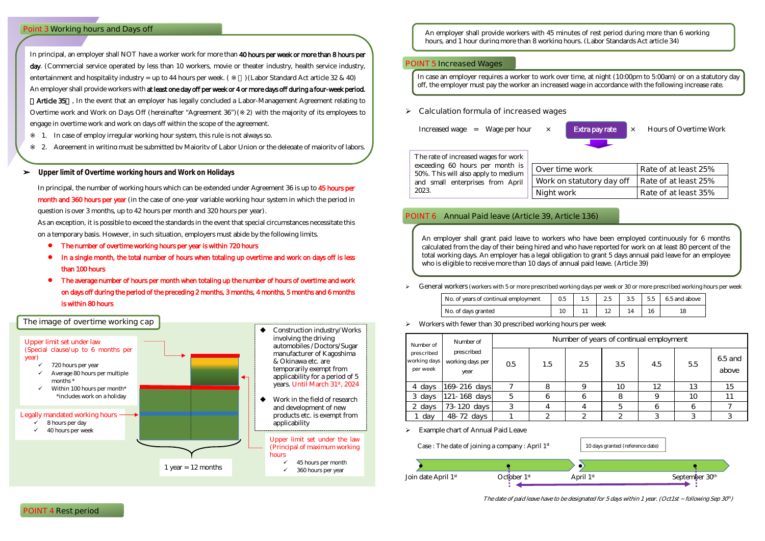## Point 3 Working hours and Days off

In principal, an employer shall NOT have a worker work for more than **40 hours per week or more than 8 hours per day**. (Commercial service operated by less than 10 workers, movie or theater industry, health service industry, entertainment and hospitality industry = up to 44 hours per week. (※1)(Labor Standard Act article 32 & 40)

An employer shall provide workers with **at least one day off per week or 4 or more days off during a four-week period.** (**Article 35**). In the event that an employer has legally concluded a Labor-Management Agreement relating to Overtime work and Work on Days Off (hereinafter "Agreement 36")(※2) with the majority of its employees to engage in overtime work and work on days off within the scope of the agreement.

※ 1. In case of employ irregular working hour system, this rule is not always so.

※ 2. Agreement in writing must be submitted by Majority of Labor Union or the delegate of majority of labors.

➢ **Upper limit of Overtime working hours and Work on Holidays**

In principal, the number of working hours which can be extended under Agreement 36 is up to **45 hours per month and 360 hours per year** (in the case of one-year variable working hour system in which the period in question is over 3 months, up to 42 hours per month and 320 hours per year).

As an exception, it is possible to exceed the standards in the event that special circumstances necessitate this on a temporary basis. However, in such situation, employers must abide by the following limits.

- **The number of overtime working hours per year is within 720 hours**
- **In a single month, the total number of hours when totaling up overtime and work on days off is less than 100 hours**
- **The average number of hours per month when totaling up the number of hours of overtime and work on days off during the period of the preceding 2 months, 3 months, 4 months, 5 months and 6 months is within 80 hours**

### The image of overtime working cap

Upper limit set under law (Special clause/up to 6 months per year)
- ✓ 720 hours per year
- ✓ Average 80 hours per multiple months*
- ✓ Within 100 hours per month*
  *includes work on a holiday

Legally mandated working hours
- ✓ 8 hours per day
- ✓ 40 hours per week

1 year = 12 months

Upper limit set under the law (Principal of maximum working hours
- ✓ 45 hours per month
- ✓ 360 hours per year

◆ Construction industry/Works involving the driving automobiles / Doctors/Sugar manufacturer of Kagoshima & Okinawa etc. are temporarily exempt from applicability for a period of 5 years. Until March 31st, 2024

◆ Work in the field of research and development of new products etc. is exempt from applicability

## POINT 4 Rest period

An employer shall provide workers with 45 minutes of rest period during more than 6 working hours, and 1 hour during more than 8 working hours. (Labor Standards Act article 34)

## POINT 5 Increased Wages

In case an employer requires a worker to work over time, at night (10:00pm to 5:00am) or on a statutory day off, the employer must pay the worker an increased wage in accordance with the following increase rate.

➢ Calculation formula of increased wages

Increased wage = Wage per hour × **Extra pay rate** × Hours of Overtime Work

The rate of increased wages for work exceeding 60 hours per month is 50%. This will also apply to medium and small enterprises from April 2023.

| | |
|---|---|
| Over time work | Rate of at least 25% |
| Work on statutory day off | Rate of at least 25% |
| Night work | Rate of at least 35% |

## POINT 6 Annual Paid leave (Article 39, Article 136)

An employer shall grant paid leave to workers who have been employed continuously for 6 months calculated from the day of their being hired and who have reported for work on at least 80 percent of the total working days. An employer has a legal obligation to grant 5 days annual paid leave for an employee who is eligible to receive more than 10 days of annual paid leave. (Article 39)

➢ General workers (workers with 5 or more prescribed working days per week or 30 or more prescribed working hours per week

| No. of years of continual employment | 0.5 | 1.5 | 2.5 | 3.5 | 5.5 | 6.5 and above |
|---|---|---|---|---|---|---|
| No. of days granted | 10 | 11 | 12 | 14 | 16 | 18 |

➢ Workers with fewer than 30 prescribed working hours per week

| Number of prescribed working days per week | Number of prescribed working days per year | Number of years of continual employment | | | | | | |
|---|---|---|---|---|---|---|---|---|
| | | 0.5 | 1.5 | 2.5 | 3.5 | 4.5 | 5.5 | 6.5 and above |
| 4 days | 169-216 days | 7 | 8 | 9 | 10 | 12 | 13 | 15 |
| 3 days | 121-168 days | 5 | 6 | 6 | 8 | 9 | 10 | 11 |
| 2 days | 73-120 days | 3 | 4 | 4 | 5 | 6 | 6 | 7 |
| 1 day | 48-72 days | 1 | 2 | 2 | 2 | 3 | 3 | 3 |

➢ Example chart of Annual Paid Leave

Case : The date of joining a company : April 1st

10 days granted (reference date)

Join date April 1st — October 1st — April 1st — September 30th

*The date of paid leave have to be designated for 5 days within 1 year. (Oct1st ~ following Sep 30th)*